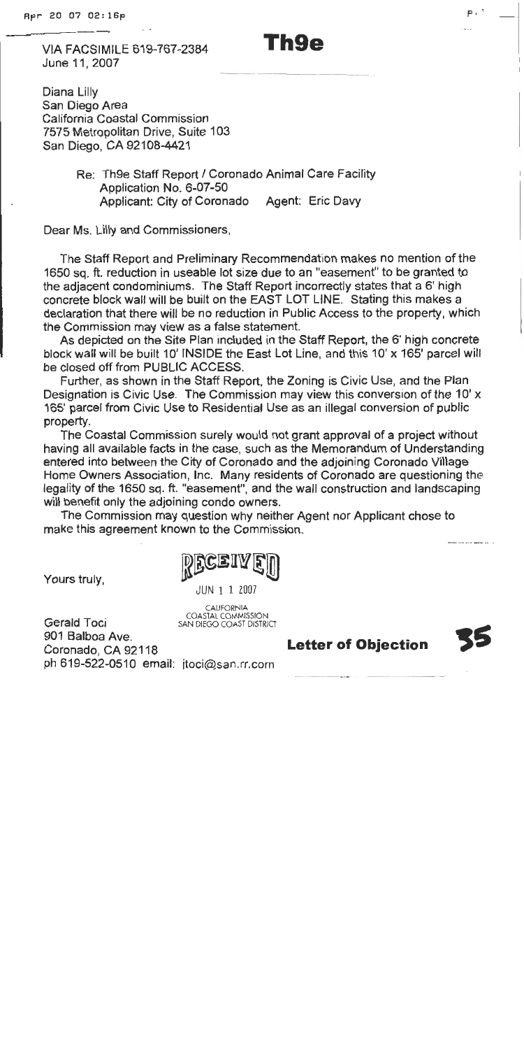**Th9e**

VIA FACSIMILE 619-767-2384
June 11, 2007

Diana Lilly
San Diego Area
California Coastal Commission
7575 Metropolitan Drive, Suite 103
San Diego, CA 92108-4421

Re: Th9e Staff Report / Coronado Animal Care Facility
Application No. 6-07-50
Applicant: City of Coronado Agent: Eric Davy

Dear Ms. Lilly and Commissioners,

The Staff Report and Preliminary Recommendation makes no mention of the 1650 sq. ft. reduction in useable lot size due to an "easement" to be granted to the adjacent condominiums. The Staff Report incorrectly states that a 6' high concrete block wall will be built on the EAST LOT LINE. Stating this makes a declaration that there will be no reduction in Public Access to the property, which the Commission may view as a false statement.

As depicted on the Site Plan included in the Staff Report, the 6' high concrete block wall will be built 10' INSIDE the East Lot Line, and this 10' x 165' parcel will be closed off from PUBLIC ACCESS.

Further, as shown in the Staff Report, the Zoning is Civic Use, and the Plan Designation is Civic Use. The Commission may view this conversion of the 10' x 165' parcel from Civic Use to Residential Use as an illegal conversion of public property.

The Coastal Commission surely would not grant approval of a project without having all available facts in the case, such as the Memorandum of Understanding entered into between the City of Coronado and the adjoining Coronado Village Home Owners Association, Inc. Many residents of Coronado are questioning the legality of the 1650 sq. ft. "easement", and the wall construction and landscaping will benefit only the adjoining condo owners.

The Commission may question why neither Agent nor Applicant chose to make this agreement known to the Commission.

Yours truly,

RECEIVED
JUN 1 1 2007
CALIFORNIA COASTAL COMMISSION
SAN DIEGO COAST DISTRICT

Gerald Toci
901 Balboa Ave.
Coronado, CA 92118
ph 619-522-0510 email: jtoci@san.rr.com

**Letter of Objection**

**35**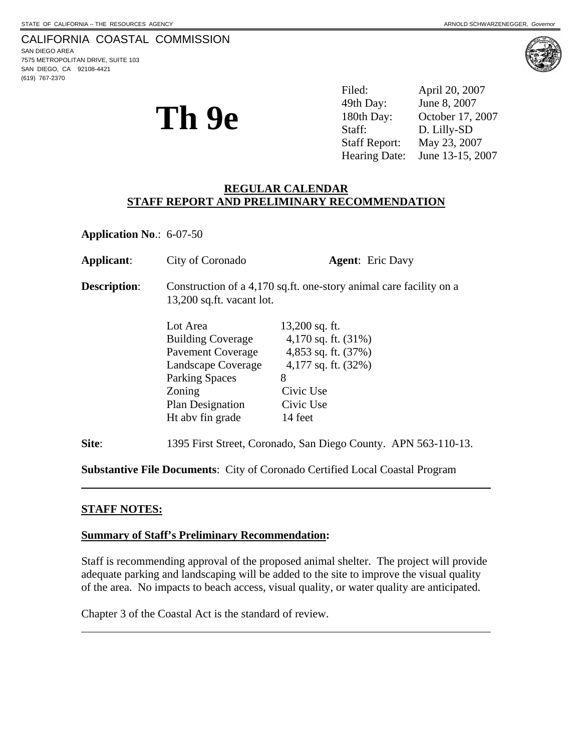STATE OF CALIFORNIA -- THE RESOURCES AGENCY ARNOLD SCHWARZENEGGER, *Governor*

CALIFORNIA COASTAL COMMISSION
SAN DIEGO AREA
7575 METROPOLITAN DRIVE, SUITE 103
SAN DIEGO, CA 92108-4421
(619) 767-2370

# Th 9e

| | |
|---|---|
| Filed: | April 20, 2007 |
| 49th Day: | June 8, 2007 |
| 180th Day: | October 17, 2007 |
| Staff: | D. Lilly-SD |
| Staff Report: | May 23, 2007 |
| Hearing Date: | June 13-15, 2007 |

**REGULAR CALENDAR**
**STAFF REPORT AND PRELIMINARY RECOMMENDATION**

**Application No**.: 6-07-50

**Applicant**: City of Coronado **Agent**: Eric Davy

**Description**: Construction of a 4,170 sq.ft. one-story animal care facility on a 13,200 sq.ft. vacant lot.

| | |
|---|---|
| Lot Area | 13,200 sq. ft. |
| Building Coverage | 4,170 sq. ft. (31%) |
| Pavement Coverage | 4,853 sq. ft. (37%) |
| Landscape Coverage | 4,177 sq. ft. (32%) |
| Parking Spaces | 8 |
| Zoning | Civic Use |
| Plan Designation | Civic Use |
| Ht abv fin grade | 14 feet |

**Site**: 1395 First Street, Coronado, San Diego County. APN 563-110-13.

**Substantive File Documents**: City of Coronado Certified Local Coastal Program

---

**STAFF NOTES:**

**Summary of Staff's Preliminary Recommendation:**

Staff is recommending approval of the proposed animal shelter. The project will provide adequate parking and landscaping will be added to the site to improve the visual quality of the area. No impacts to beach access, visual quality, or water quality are anticipated.

Chapter 3 of the Coastal Act is the standard of review.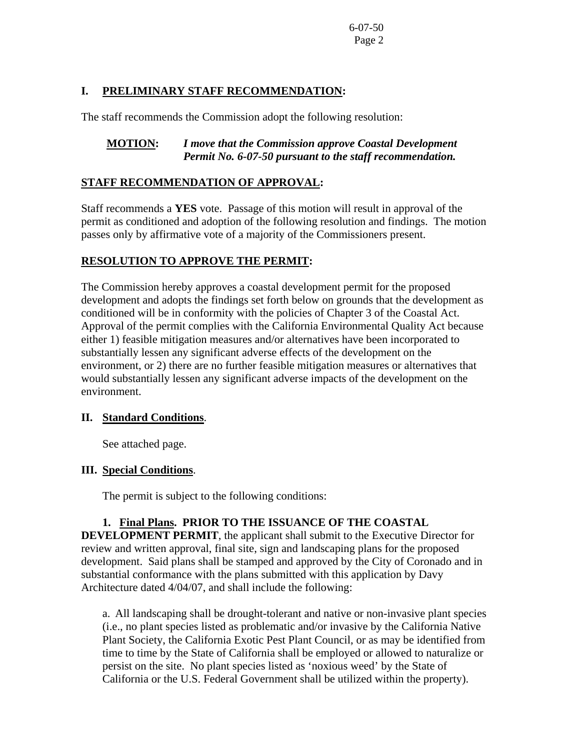## I. <u>PRELIMINARY STAFF RECOMMENDATION</u>:

The staff recommends the Commission adopt the following resolution:

**<u>MOTION</u>:** ***I move that the Commission approve Coastal Development Permit No. 6-07-50 pursuant to the staff recommendation.***

### <u>STAFF RECOMMENDATION OF APPROVAL</u>:

Staff recommends a **YES** vote. Passage of this motion will result in approval of the permit as conditioned and adoption of the following resolution and findings. The motion passes only by affirmative vote of a majority of the Commissioners present.

### <u>RESOLUTION TO APPROVE THE PERMIT</u>:

The Commission hereby approves a coastal development permit for the proposed development and adopts the findings set forth below on grounds that the development as conditioned will be in conformity with the policies of Chapter 3 of the Coastal Act. Approval of the permit complies with the California Environmental Quality Act because either 1) feasible mitigation measures and/or alternatives have been incorporated to substantially lessen any significant adverse effects of the development on the environment, or 2) there are no further feasible mitigation measures or alternatives that would substantially lessen any significant adverse impacts of the development on the environment.

## II. <u>Standard Conditions</u>.

See attached page.

## III. <u>Special Conditions</u>.

The permit is subject to the following conditions:

**1. <u>Final Plans</u>. PRIOR TO THE ISSUANCE OF THE COASTAL DEVELOPMENT PERMIT**, the applicant shall submit to the Executive Director for review and written approval, final site, sign and landscaping plans for the proposed development. Said plans shall be stamped and approved by the City of Coronado and in substantial conformance with the plans submitted with this application by Davy Architecture dated 4/04/07, and shall include the following:

a. All landscaping shall be drought-tolerant and native or non-invasive plant species (i.e., no plant species listed as problematic and/or invasive by the California Native Plant Society, the California Exotic Pest Plant Council, or as may be identified from time to time by the State of California shall be employed or allowed to naturalize or persist on the site. No plant species listed as 'noxious weed' by the State of California or the U.S. Federal Government shall be utilized within the property).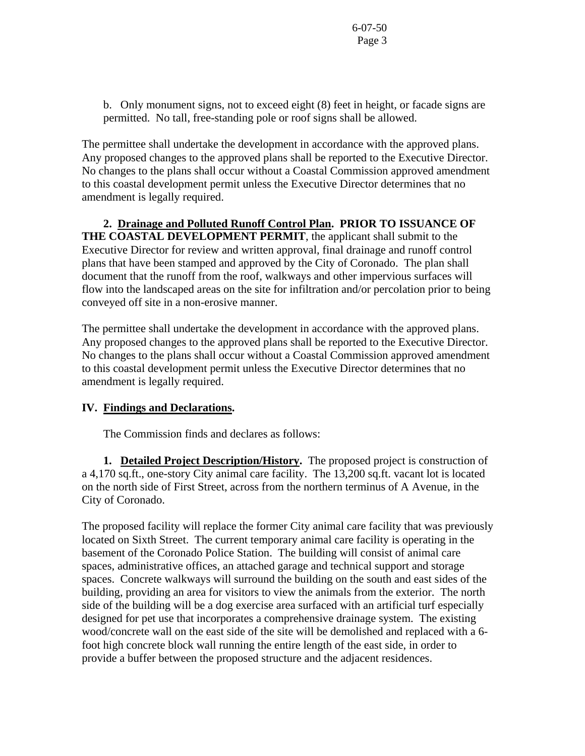b. Only monument signs, not to exceed eight (8) feet in height, or facade signs are permitted. No tall, free-standing pole or roof signs shall be allowed.

The permittee shall undertake the development in accordance with the approved plans. Any proposed changes to the approved plans shall be reported to the Executive Director. No changes to the plans shall occur without a Coastal Commission approved amendment to this coastal development permit unless the Executive Director determines that no amendment is legally required.

**2. <u>Drainage and Polluted Runoff Control Plan</u>. PRIOR TO ISSUANCE OF THE COASTAL DEVELOPMENT PERMIT**, the applicant shall submit to the Executive Director for review and written approval, final drainage and runoff control plans that have been stamped and approved by the City of Coronado. The plan shall document that the runoff from the roof, walkways and other impervious surfaces will flow into the landscaped areas on the site for infiltration and/or percolation prior to being conveyed off site in a non-erosive manner.

The permittee shall undertake the development in accordance with the approved plans. Any proposed changes to the approved plans shall be reported to the Executive Director. No changes to the plans shall occur without a Coastal Commission approved amendment to this coastal development permit unless the Executive Director determines that no amendment is legally required.

## IV. <u>Findings and Declarations</u>.

The Commission finds and declares as follows:

**1. <u>Detailed Project Description/History</u>.** The proposed project is construction of a 4,170 sq.ft., one-story City animal care facility. The 13,200 sq.ft. vacant lot is located on the north side of First Street, across from the northern terminus of A Avenue, in the City of Coronado.

The proposed facility will replace the former City animal care facility that was previously located on Sixth Street. The current temporary animal care facility is operating in the basement of the Coronado Police Station. The building will consist of animal care spaces, administrative offices, an attached garage and technical support and storage spaces. Concrete walkways will surround the building on the south and east sides of the building, providing an area for visitors to view the animals from the exterior. The north side of the building will be a dog exercise area surfaced with an artificial turf especially designed for pet use that incorporates a comprehensive drainage system. The existing wood/concrete wall on the east side of the site will be demolished and replaced with a 6-foot high concrete block wall running the entire length of the east side, in order to provide a buffer between the proposed structure and the adjacent residences.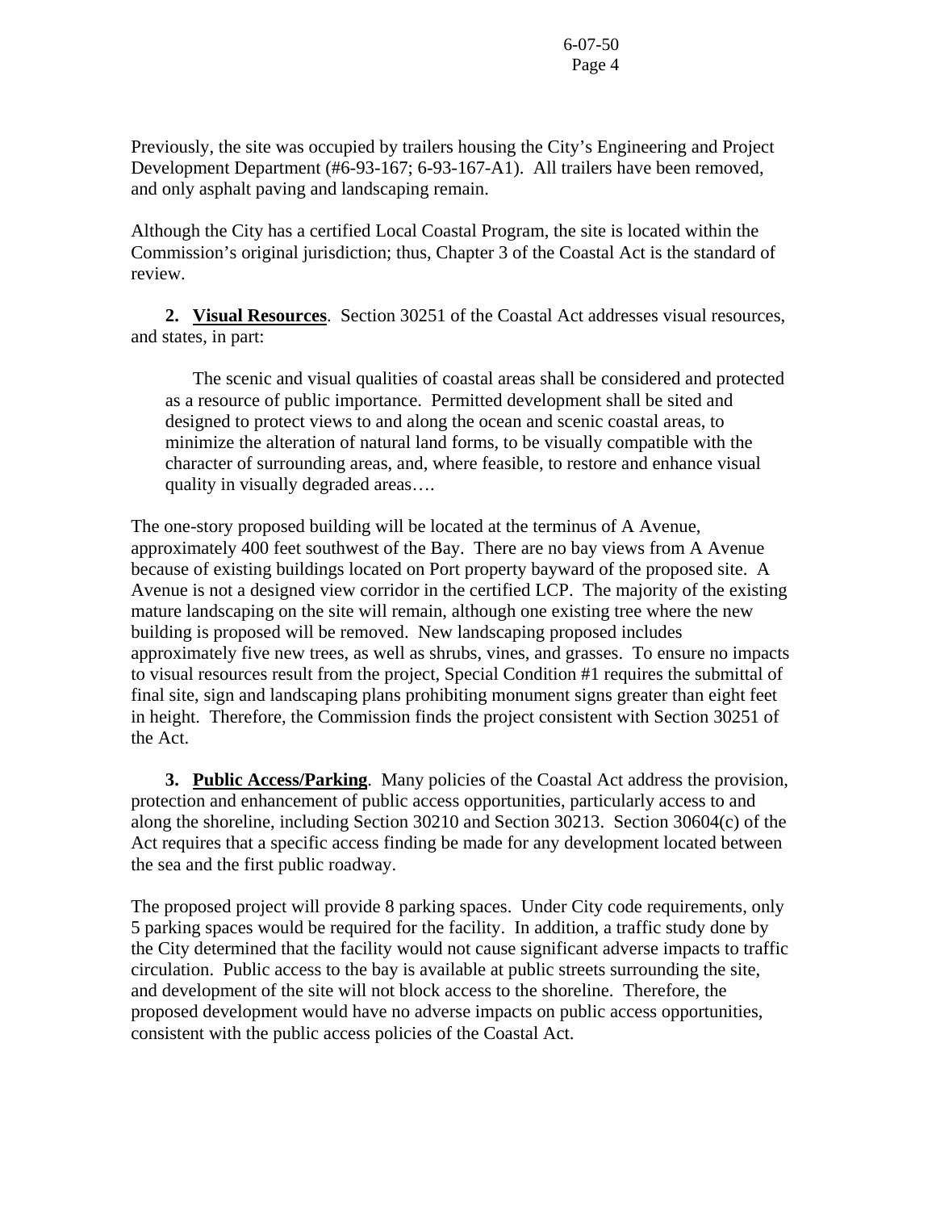Previously, the site was occupied by trailers housing the City's Engineering and Project Development Department (#6-93-167; 6-93-167-A1). All trailers have been removed, and only asphalt paving and landscaping remain.

Although the City has a certified Local Coastal Program, the site is located within the Commission's original jurisdiction; thus, Chapter 3 of the Coastal Act is the standard of review.

**2. Visual Resources**. Section 30251 of the Coastal Act addresses visual resources, and states, in part:

> The scenic and visual qualities of coastal areas shall be considered and protected as a resource of public importance. Permitted development shall be sited and designed to protect views to and along the ocean and scenic coastal areas, to minimize the alteration of natural land forms, to be visually compatible with the character of surrounding areas, and, where feasible, to restore and enhance visual quality in visually degraded areas….

The one-story proposed building will be located at the terminus of A Avenue, approximately 400 feet southwest of the Bay. There are no bay views from A Avenue because of existing buildings located on Port property bayward of the proposed site. A Avenue is not a designed view corridor in the certified LCP. The majority of the existing mature landscaping on the site will remain, although one existing tree where the new building is proposed will be removed. New landscaping proposed includes approximately five new trees, as well as shrubs, vines, and grasses. To ensure no impacts to visual resources result from the project, Special Condition #1 requires the submittal of final site, sign and landscaping plans prohibiting monument signs greater than eight feet in height. Therefore, the Commission finds the project consistent with Section 30251 of the Act.

**3. Public Access/Parking**. Many policies of the Coastal Act address the provision, protection and enhancement of public access opportunities, particularly access to and along the shoreline, including Section 30210 and Section 30213. Section 30604(c) of the Act requires that a specific access finding be made for any development located between the sea and the first public roadway.

The proposed project will provide 8 parking spaces. Under City code requirements, only 5 parking spaces would be required for the facility. In addition, a traffic study done by the City determined that the facility would not cause significant adverse impacts to traffic circulation. Public access to the bay is available at public streets surrounding the site, and development of the site will not block access to the shoreline. Therefore, the proposed development would have no adverse impacts on public access opportunities, consistent with the public access policies of the Coastal Act.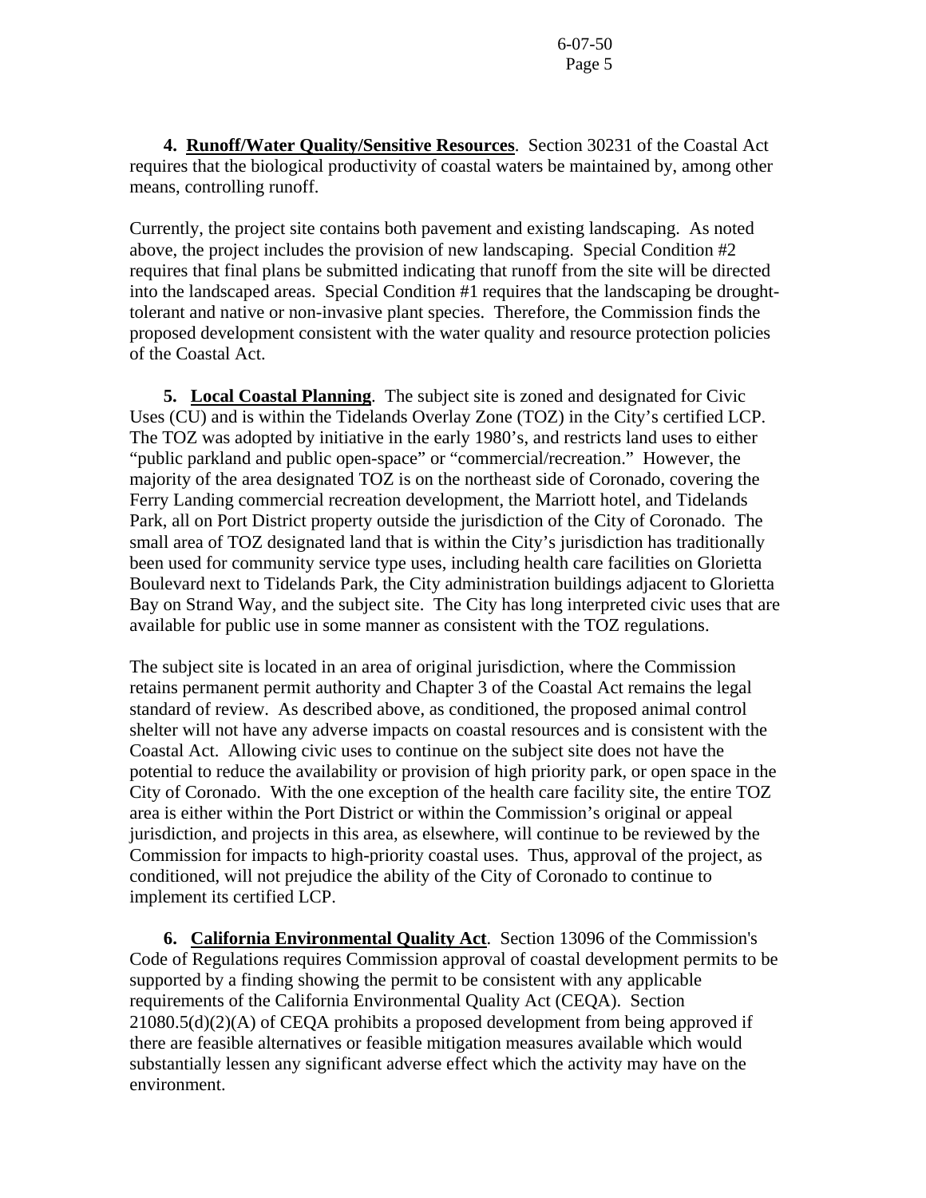**4. <u>Runoff/Water Quality/Sensitive Resources</u>**. Section 30231 of the Coastal Act requires that the biological productivity of coastal waters be maintained by, among other means, controlling runoff.

Currently, the project site contains both pavement and existing landscaping. As noted above, the project includes the provision of new landscaping. Special Condition #2 requires that final plans be submitted indicating that runoff from the site will be directed into the landscaped areas. Special Condition #1 requires that the landscaping be drought-tolerant and native or non-invasive plant species. Therefore, the Commission finds the proposed development consistent with the water quality and resource protection policies of the Coastal Act.

**5. <u>Local Coastal Planning</u>**. The subject site is zoned and designated for Civic Uses (CU) and is within the Tidelands Overlay Zone (TOZ) in the City's certified LCP. The TOZ was adopted by initiative in the early 1980's, and restricts land uses to either "public parkland and public open-space" or "commercial/recreation." However, the majority of the area designated TOZ is on the northeast side of Coronado, covering the Ferry Landing commercial recreation development, the Marriott hotel, and Tidelands Park, all on Port District property outside the jurisdiction of the City of Coronado. The small area of TOZ designated land that is within the City's jurisdiction has traditionally been used for community service type uses, including health care facilities on Glorietta Boulevard next to Tidelands Park, the City administration buildings adjacent to Glorietta Bay on Strand Way, and the subject site. The City has long interpreted civic uses that are available for public use in some manner as consistent with the TOZ regulations.

The subject site is located in an area of original jurisdiction, where the Commission retains permanent permit authority and Chapter 3 of the Coastal Act remains the legal standard of review. As described above, as conditioned, the proposed animal control shelter will not have any adverse impacts on coastal resources and is consistent with the Coastal Act. Allowing civic uses to continue on the subject site does not have the potential to reduce the availability or provision of high priority park, or open space in the City of Coronado. With the one exception of the health care facility site, the entire TOZ area is either within the Port District or within the Commission's original or appeal jurisdiction, and projects in this area, as elsewhere, will continue to be reviewed by the Commission for impacts to high-priority coastal uses. Thus, approval of the project, as conditioned, will not prejudice the ability of the City of Coronado to continue to implement its certified LCP.

**6. <u>California Environmental Quality Act</u>**. Section 13096 of the Commission's Code of Regulations requires Commission approval of coastal development permits to be supported by a finding showing the permit to be consistent with any applicable requirements of the California Environmental Quality Act (CEQA). Section 21080.5(d)(2)(A) of CEQA prohibits a proposed development from being approved if there are feasible alternatives or feasible mitigation measures available which would substantially lessen any significant adverse effect which the activity may have on the environment.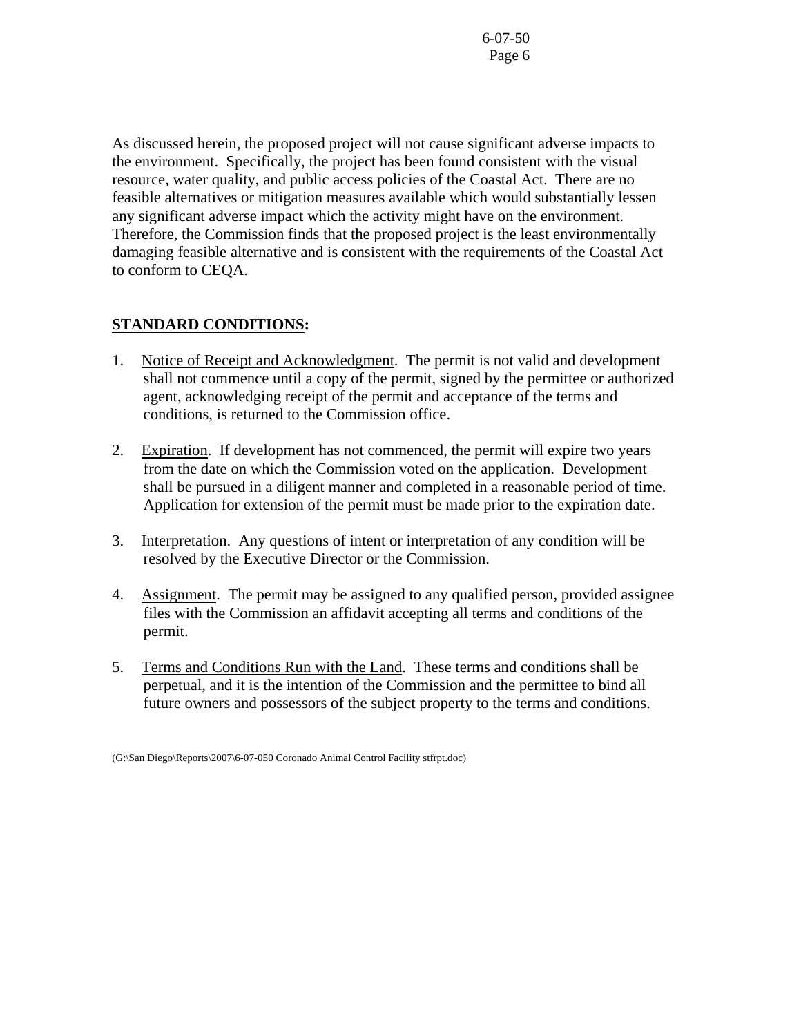As discussed herein, the proposed project will not cause significant adverse impacts to the environment. Specifically, the project has been found consistent with the visual resource, water quality, and public access policies of the Coastal Act. There are no feasible alternatives or mitigation measures available which would substantially lessen any significant adverse impact which the activity might have on the environment. Therefore, the Commission finds that the proposed project is the least environmentally damaging feasible alternative and is consistent with the requirements of the Coastal Act to conform to CEQA.

## **STANDARD CONDITIONS:**

1. Notice of Receipt and Acknowledgment. The permit is not valid and development shall not commence until a copy of the permit, signed by the permittee or authorized agent, acknowledging receipt of the permit and acceptance of the terms and conditions, is returned to the Commission office.

2. Expiration. If development has not commenced, the permit will expire two years from the date on which the Commission voted on the application. Development shall be pursued in a diligent manner and completed in a reasonable period of time. Application for extension of the permit must be made prior to the expiration date.

3. Interpretation. Any questions of intent or interpretation of any condition will be resolved by the Executive Director or the Commission.

4. Assignment. The permit may be assigned to any qualified person, provided assignee files with the Commission an affidavit accepting all terms and conditions of the permit.

5. Terms and Conditions Run with the Land. These terms and conditions shall be perpetual, and it is the intention of the Commission and the permittee to bind all future owners and possessors of the subject property to the terms and conditions.

(G:\San Diego\Reports\2007\6-07-050 Coronado Animal Control Facility stfrpt.doc)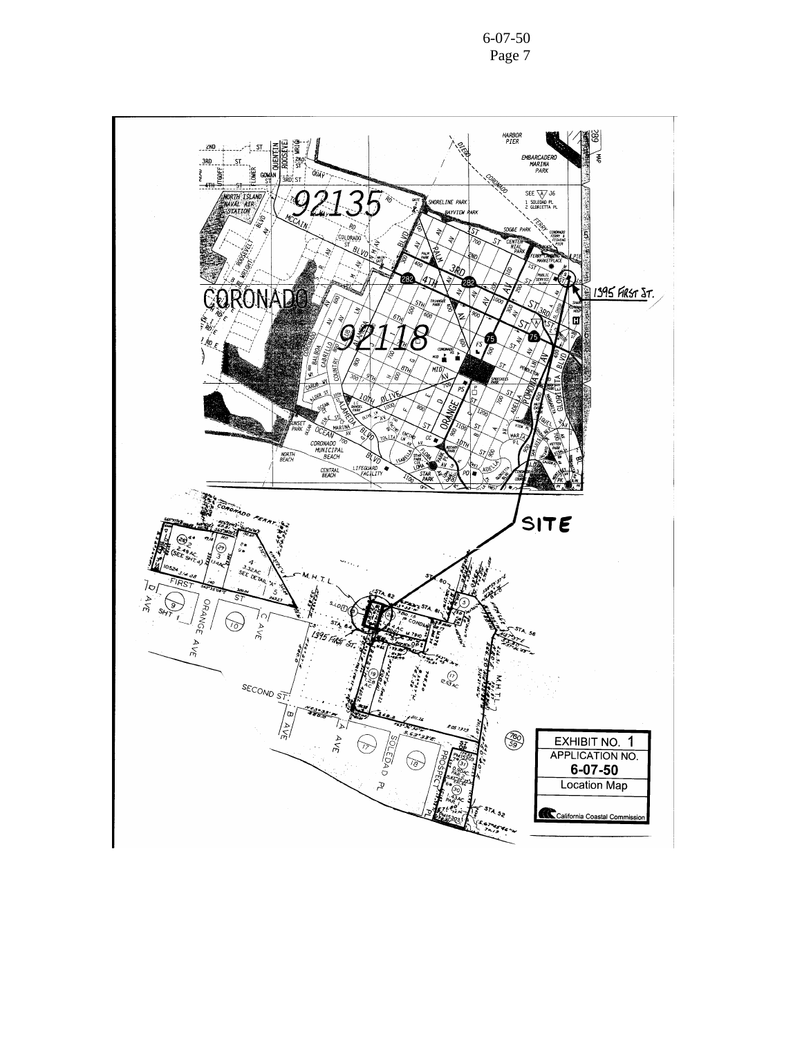EXHIBIT NO. 1

APPLICATION NO.

**6-07-50**

Location Map

California Coastal Commission

1395 FIRST ST.

SITE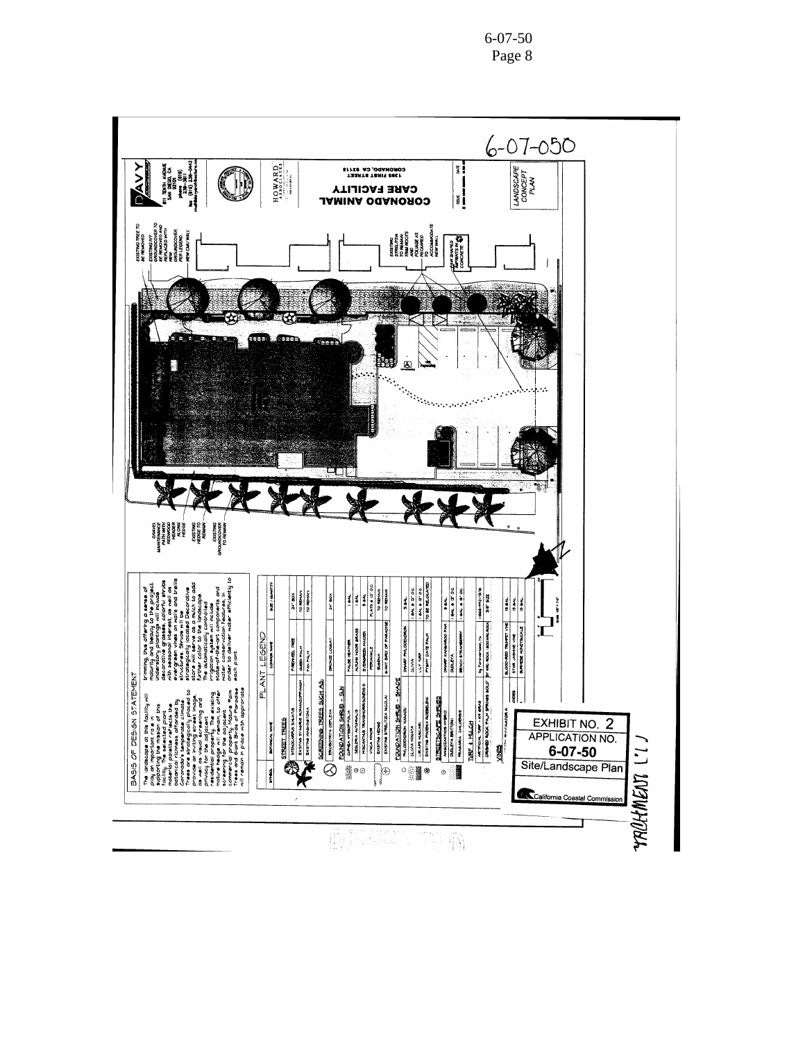6-07-050

DAVY ARCHITECTURE
611 TENTH AVENUE
SAN DIEGO, CA
92101
phone (619) 238-3811
fax (619) 238-0442

HOWARD ASSOCIATES

CORONADO ANIMAL CARE FACILITY
1395 FIRST STREET
CORONADO, CA 92118

LANDSCAPE CONCEPT PLAN

EXISTING TREE TO BE REMOVED

EXISTING IVY GROUNDCOVER TO BE REMOVED AND REPLACED WITH NEW GROUNDCOVER, PER LEGEND

NEW CMU WALL

EXISTING STRELITZIA TO REMAIN. TRIM ROOTS AND FOLIAGE AS REQUIRED TO ACCOMMODATE NEW WALL

PAW SHAPED IMPRINTS IN CONCRETE

GRAVEL MAINTENANCE PATH WITH REDWOOD HEADER ALONG HEDGE

EXISTING HEDGE TO REMAIN

EXISTING GROUNDCOVER TO REMAIN

## BASIS OF DESIGN STATEMENT

The landscape at this facility will play an important role in supporting the mission of this facility. The selected plant material palette reflects the botanical richness afforded by Coronado's temperate climate. Trees are strategically placed to provide an inviting street image, as well as visual screening and privacy for the adjacent residential property. The existing mature hedge will remain, to offer screening for the adjacent commercial property. Mature Palm Trees and Giant Birds of Paradise will remain in place with appropriate trimming, thus offering a sense of maturity and beauty to the project. Understory plantings will include decorative grasses, colorful shrubs with seasonal interest, as well as evergreen vines on walls and trellis structures. Shrubs will be strategically located. Decorative stone will serve as a mulch to add further color to the landscape. The automatically controlled irrigation system will include state-of-the-art components and water conservation features, in order to deliver water efficiently to each plant.

## PLANT LEGEND

| SYMBOL | BOTANICAL NAME | COMMON NAME | SIZE / QUANTITY |
|---|---|---|---|
| | **STREET TREES** | | |
| | STENOCARPUS SINUATUS | FIREWHEEL TREE | 24" BOX |
| | EXISTING SYAGRUS ROMANZOFFIANUM | QUEEN PALM | TO REMAIN |
| | EXISTING WASHINGTONIA | FAN PALM | TO REMAIN |
| | **SCREENING TREES SUCH AS:** | | |
| | PRUNUS ILICIFOLIA | BRONZE LOQUAT | 24" BOX |
| | **FOUNDATION SHRUB – SUN** | | |
| | CUPHEA HYSSOPIFOLIA | FALSE HEATHER | 1 GAL |
| | SESLERIA AUTUMNALIS | AUTUMN MOOR GRASS | 1 GAL |
| | MISCANTHUS TRANSMORRISONENSIS | EVERGREEN MAIDEN | 5 GAL |
| | VINCA MINOR | PERIWINKLE | FLATS @ 12" O.C. |
| | EXISTING HEDGE | EUGENIA | TO REMAIN |
| | EXISTING STRELITZIA NICOLAI | GIANT BIRD OF PARADISE | TO REMAIN |
| | **FOUNDATION SHRUB – SHADE** | | |
| | PHILODENDRON 'XANADU' | DWARF PHILODENDRON | 5 GAL |
| | CLIVIA MINIATA | CLIVIA | 1 GAL @ 12" O.C. |
| | LIRIOPE MUSCARI | LILY TURF | 1 GAL @ 12" O.C. |
| | EXISTING PHOENIX ROEBELENII | PYGMY DATE PALM | TO BE RELOCATED |
| | **STREETSCAPE SHRUBS** | | |
| | ANIGOZANTHOS HYBRID | DWARF KANGAROO PAW | 5 GAL |
| | DUDLEYA BRITTONII | DUDLEYA | 1 GAL @ 12" O.C. |
| | FRAGARIA CHILOENSIS | BEACH STRAWBERRY | 1 GAL @ 18" O.C. |
| | **TURF & MULCH** | | |
| | ARTIFICIAL TURF - K9 GRASS | by ForeverLawn, Inc. | 1-866-992-7876 |
| | CRUSHED ROCK 'PALM SPRINGS GOLD' | 3/8" ROCK (DECOMPOSED ROCK) | 3/8" SIZE |
| | **VINES** | | |
| | DISTICTIS BUCCINATORIA | BLOOD-RED TRUMPET VINE | 15 GAL |
| | | STAR JASMINE VINE | 15 GAL |
| | | BURMESE HONEYSUCKLE | 15 GAL |

EXHIBIT NO. 2
APPLICATION NO.
6-07-50
Site/Landscape Plan
California Coastal Commission

ATTACHMENT "L"